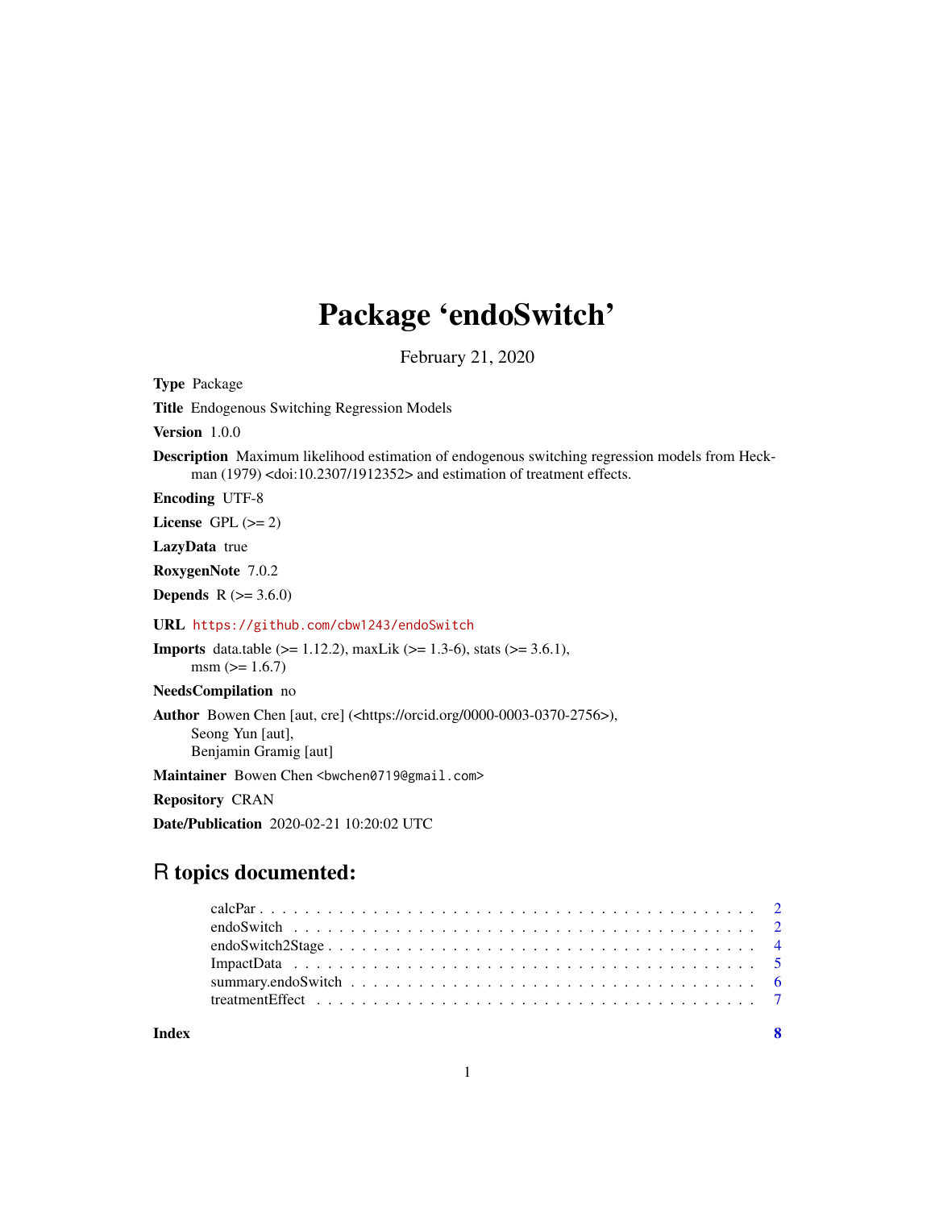# Package 'endoSwitch'

February 21, 2020

**Type** Package

**Title** Endogenous Switching Regression Models

**Version** 1.0.0

**Description** Maximum likelihood estimation of endogenous switching regression models from Heckman (1979) <doi:10.2307/1912352> and estimation of treatment effects.

**Encoding** UTF-8

**License** GPL (>= 2)

**LazyData** true

**RoxygenNote** 7.0.2

**Depends** R (>= 3.6.0)

**URL** https://github.com/cbw1243/endoSwitch

**Imports** data.table (>= 1.12.2), maxLik (>= 1.3-6), stats (>= 3.6.1), msm (>= 1.6.7)

**NeedsCompilation** no

**Author** Bowen Chen [aut, cre] (<https://orcid.org/0000-0003-0370-2756>), Seong Yun [aut], Benjamin Gramig [aut]

**Maintainer** Bowen Chen <bwchen0719@gmail.com>

**Repository** CRAN

**Date/Publication** 2020-02-21 10:20:02 UTC

## R topics documented:

- calcPar . . . . . . . . . . 2
- endoSwitch . . . . . . . . . . 2
- endoSwitch2Stage . . . . . . . . . . 4
- ImpactData . . . . . . . . . . 5
- summary.endoSwitch . . . . . . . . . . 6
- treatmentEffect . . . . . . . . . . 7

**Index** **8**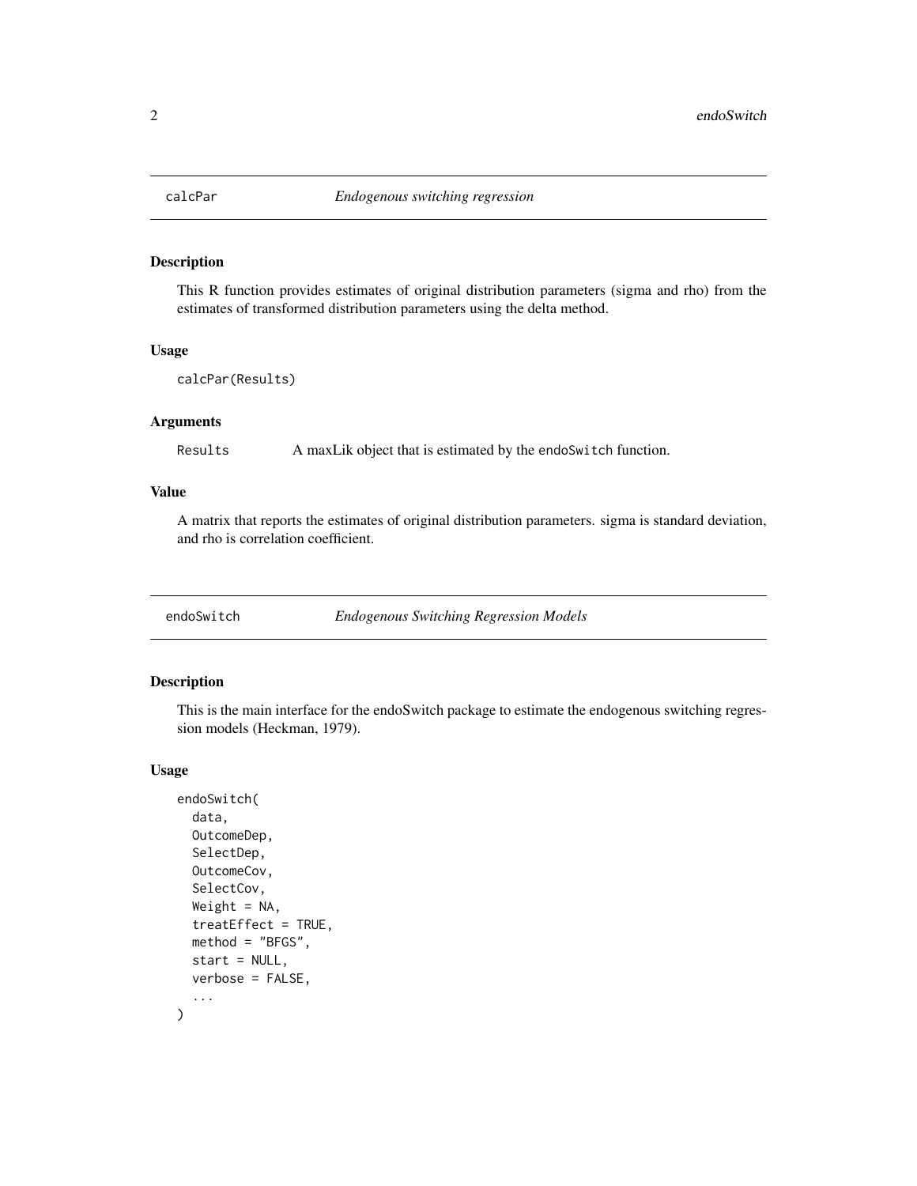## calcPar *Endogenous switching regression*

### Description

This R function provides estimates of original distribution parameters (sigma and rho) from the estimates of transformed distribution parameters using the delta method.

### Usage

```
calcPar(Results)
```

### Arguments

Results    A maxLik object that is estimated by the endoSwitch function.

### Value

A matrix that reports the estimates of original distribution parameters. sigma is standard deviation, and rho is correlation coefficient.

## endoSwitch *Endogenous Switching Regression Models*

### Description

This is the main interface for the endoSwitch package to estimate the endogenous switching regression models (Heckman, 1979).

### Usage

```
endoSwitch(
  data,
  OutcomeDep,
  SelectDep,
  OutcomeCov,
  SelectCov,
  Weight = NA,
  treatEffect = TRUE,
  method = "BFGS",
  start = NULL,
  verbose = FALSE,
  ...
)
```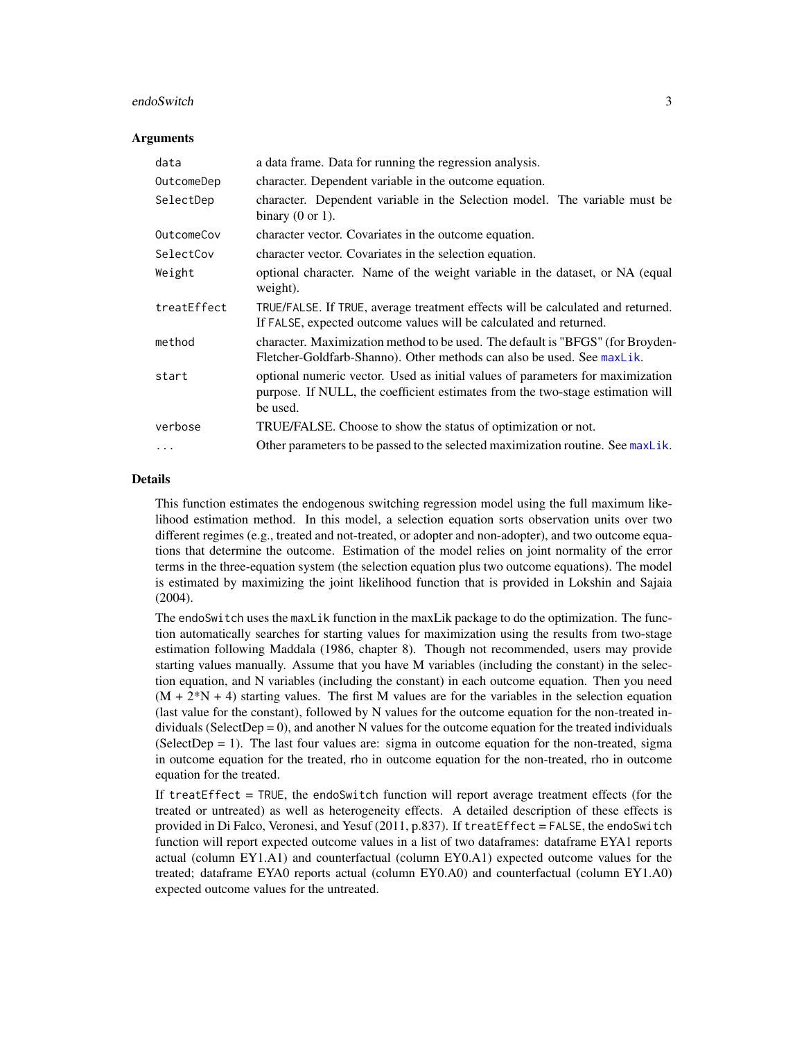### Arguments

| | |
|---|---|
| `data` | a data frame. Data for running the regression analysis. |
| `OutcomeDep` | character. Dependent variable in the outcome equation. |
| `SelectDep` | character. Dependent variable in the Selection model. The variable must be binary (0 or 1). |
| `OutcomeCov` | character vector. Covariates in the outcome equation. |
| `SelectCov` | character vector. Covariates in the selection equation. |
| `Weight` | optional character. Name of the weight variable in the dataset, or NA (equal weight). |
| `treatEffect` | `TRUE`/`FALSE`. If `TRUE`, average treatment effects will be calculated and returned. If `FALSE`, expected outcome values will be calculated and returned. |
| `method` | character. Maximization method to be used. The default is "BFGS" (for Broyden-Fletcher-Goldfarb-Shanno). Other methods can also be used. See `maxLik`. |
| `start` | optional numeric vector. Used as initial values of parameters for maximization purpose. If NULL, the coefficient estimates from the two-stage estimation will be used. |
| `verbose` | TRUE/FALSE. Choose to show the status of optimization or not. |
| `...` | Other parameters to be passed to the selected maximization routine. See `maxLik`. |

### Details

This function estimates the endogenous switching regression model using the full maximum likelihood estimation method. In this model, a selection equation sorts observation units over two different regimes (e.g., treated and not-treated, or adopter and non-adopter), and two outcome equations that determine the outcome. Estimation of the model relies on joint normality of the error terms in the three-equation system (the selection equation plus two outcome equations). The model is estimated by maximizing the joint likelihood function that is provided in Lokshin and Sajaia (2004).

The `endoSwitch` uses the `maxLik` function in the maxLik package to do the optimization. The function automatically searches for starting values for maximization using the results from two-stage estimation following Maddala (1986, chapter 8). Though not recommended, users may provide starting values manually. Assume that you have M variables (including the constant) in the selection equation, and N variables (including the constant) in each outcome equation. Then you need (M + 2*N + 4) starting values. The first M values are for the variables in the selection equation (last value for the constant), followed by N values for the outcome equation for the non-treated individuals (SelectDep = 0), and another N values for the outcome equation for the treated individuals (SelectDep = 1). The last four values are: sigma in outcome equation for the non-treated, sigma in outcome equation for the treated, rho in outcome equation for the non-treated, rho in outcome equation for the treated.

If `treatEffect = TRUE`, the `endoSwitch` function will report average treatment effects (for the treated or untreated) as well as heterogeneity effects. A detailed description of these effects is provided in Di Falco, Veronesi, and Yesuf (2011, p.837). If `treatEffect = FALSE`, the `endoSwitch` function will report expected outcome values in a list of two dataframes: dataframe EYA1 reports actual (column EY1.A1) and counterfactual (column EY0.A1) expected outcome values for the treated; dataframe EYA0 reports actual (column EY0.A0) and counterfactual (column EY1.A0) expected outcome values for the untreated.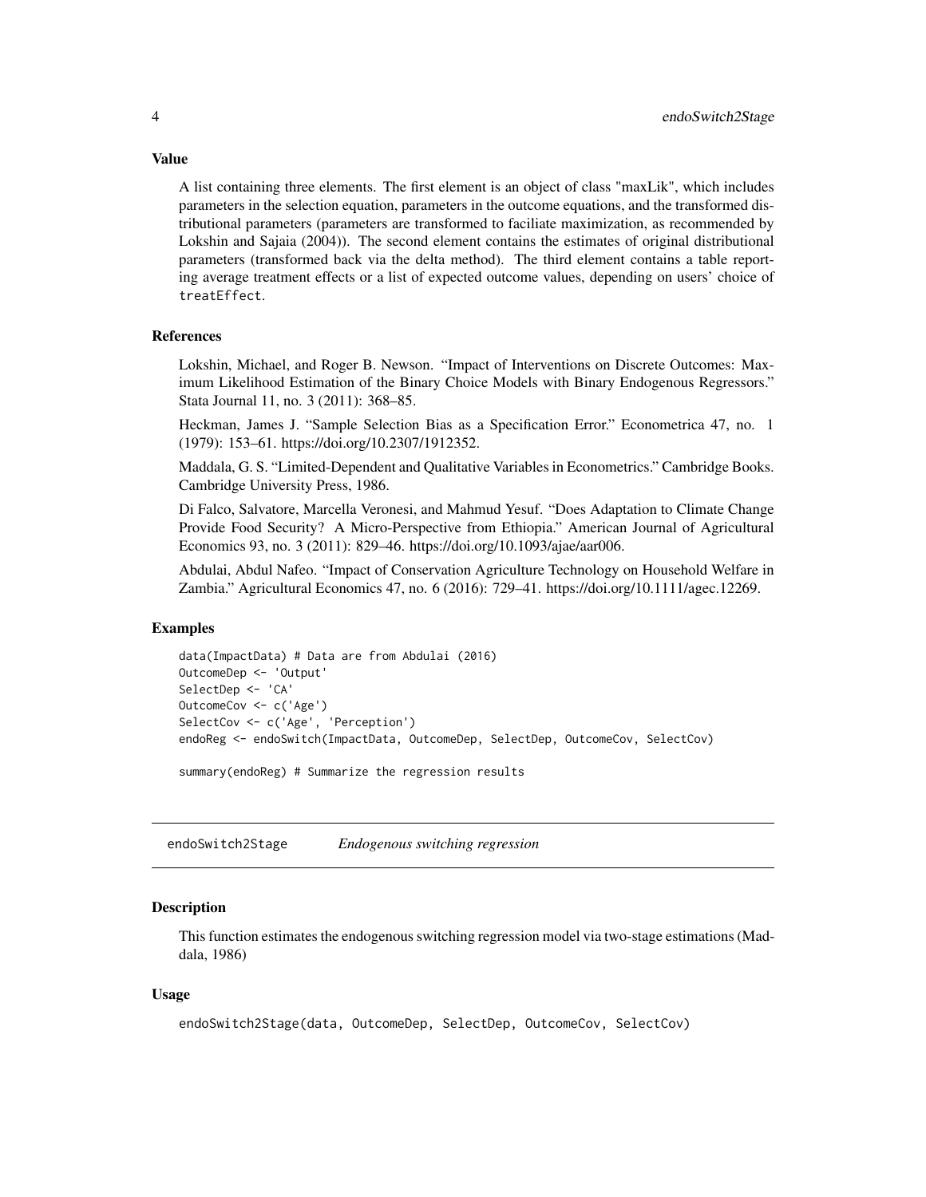### Value

A list containing three elements. The first element is an object of class "maxLik", which includes parameters in the selection equation, parameters in the outcome equations, and the transformed distributional parameters (parameters are transformed to faciliate maximization, as recommended by Lokshin and Sajaia (2004)). The second element contains the estimates of original distributional parameters (transformed back via the delta method). The third element contains a table reporting average treatment effects or a list of expected outcome values, depending on users' choice of `treatEffect`.

### References

Lokshin, Michael, and Roger B. Newson. "Impact of Interventions on Discrete Outcomes: Maximum Likelihood Estimation of the Binary Choice Models with Binary Endogenous Regressors." Stata Journal 11, no. 3 (2011): 368–85.

Heckman, James J. "Sample Selection Bias as a Specification Error." Econometrica 47, no. 1 (1979): 153–61. https://doi.org/10.2307/1912352.

Maddala, G. S. "Limited-Dependent and Qualitative Variables in Econometrics." Cambridge Books. Cambridge University Press, 1986.

Di Falco, Salvatore, Marcella Veronesi, and Mahmud Yesuf. "Does Adaptation to Climate Change Provide Food Security? A Micro-Perspective from Ethiopia." American Journal of Agricultural Economics 93, no. 3 (2011): 829–46. https://doi.org/10.1093/ajae/aar006.

Abdulai, Abdul Nafeo. "Impact of Conservation Agriculture Technology on Household Welfare in Zambia." Agricultural Economics 47, no. 6 (2016): 729–41. https://doi.org/10.1111/agec.12269.

### Examples

```
data(ImpactData) # Data are from Abdulai (2016)
OutcomeDep <- 'Output'
SelectDep <- 'CA'
OutcomeCov <- c('Age')
SelectCov <- c('Age', 'Perception')
endoReg <- endoSwitch(ImpactData, OutcomeDep, SelectDep, OutcomeCov, SelectCov)

summary(endoReg) # Summarize the regression results
```

---

## endoSwitch2Stage *Endogenous switching regression*

### Description

This function estimates the endogenous switching regression model via two-stage estimations (Maddala, 1986)

### Usage

```
endoSwitch2Stage(data, OutcomeDep, SelectDep, OutcomeCov, SelectCov)
```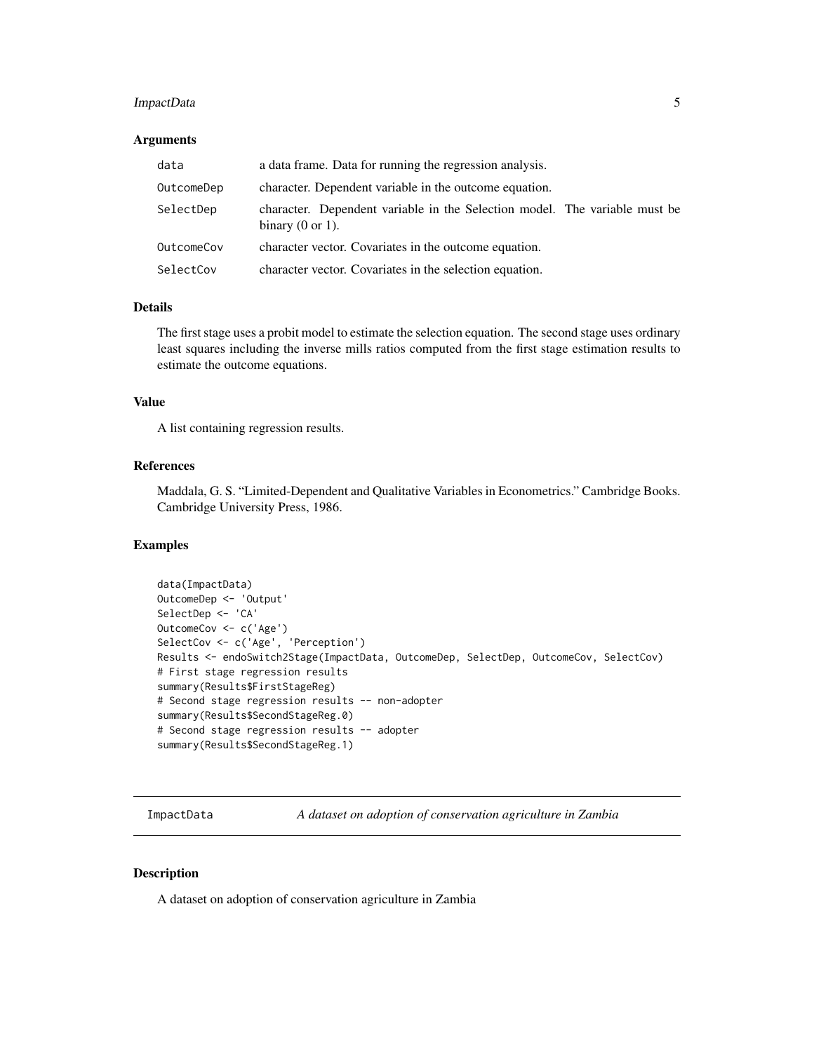### Arguments

| | |
|---|---|
| data | a data frame. Data for running the regression analysis. |
| OutcomeDep | character. Dependent variable in the outcome equation. |
| SelectDep | character. Dependent variable in the Selection model. The variable must be binary (0 or 1). |
| OutcomeCov | character vector. Covariates in the outcome equation. |
| SelectCov | character vector. Covariates in the selection equation. |

### Details

The first stage uses a probit model to estimate the selection equation. The second stage uses ordinary least squares including the inverse mills ratios computed from the first stage estimation results to estimate the outcome equations.

### Value

A list containing regression results.

### References

Maddala, G. S. "Limited-Dependent and Qualitative Variables in Econometrics." Cambridge Books. Cambridge University Press, 1986.

### Examples

```
data(ImpactData)
OutcomeDep <- 'Output'
SelectDep <- 'CA'
OutcomeCov <- c('Age')
SelectCov <- c('Age', 'Perception')
Results <- endoSwitch2Stage(ImpactData, OutcomeDep, SelectDep, OutcomeCov, SelectCov)
# First stage regression results
summary(Results$FirstStageReg)
# Second stage regression results -- non-adopter
summary(Results$SecondStageReg.0)
# Second stage regression results -- adopter
summary(Results$SecondStageReg.1)
```

---

## ImpactData *A dataset on adoption of conservation agriculture in Zambia*

### Description

A dataset on adoption of conservation agriculture in Zambia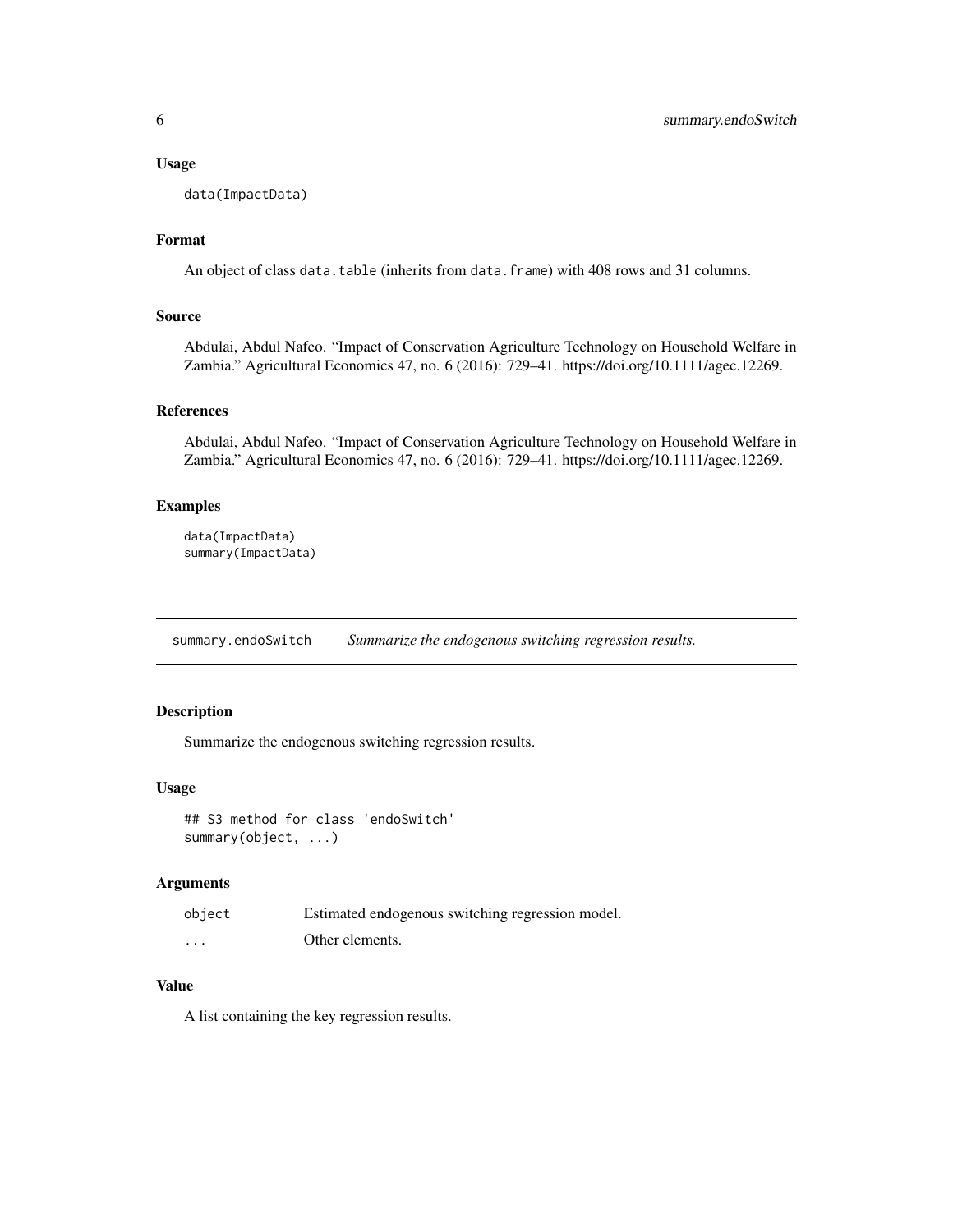### Usage

```
data(ImpactData)
```

### Format

An object of class `data.table` (inherits from `data.frame`) with 408 rows and 31 columns.

### Source

Abdulai, Abdul Nafeo. "Impact of Conservation Agriculture Technology on Household Welfare in Zambia." Agricultural Economics 47, no. 6 (2016): 729–41. https://doi.org/10.1111/agec.12269.

### References

Abdulai, Abdul Nafeo. "Impact of Conservation Agriculture Technology on Household Welfare in Zambia." Agricultural Economics 47, no. 6 (2016): 729–41. https://doi.org/10.1111/agec.12269.

### Examples

```
data(ImpactData)
summary(ImpactData)
```

---

## summary.endoSwitch &nbsp;&nbsp;&nbsp; *Summarize the endogenous switching regression results.*

---

### Description

Summarize the endogenous switching regression results.

### Usage

```
## S3 method for class 'endoSwitch'
summary(object, ...)
```

### Arguments

| | |
|---|---|
| `object` | Estimated endogenous switching regression model. |
| `...` | Other elements. |

### Value

A list containing the key regression results.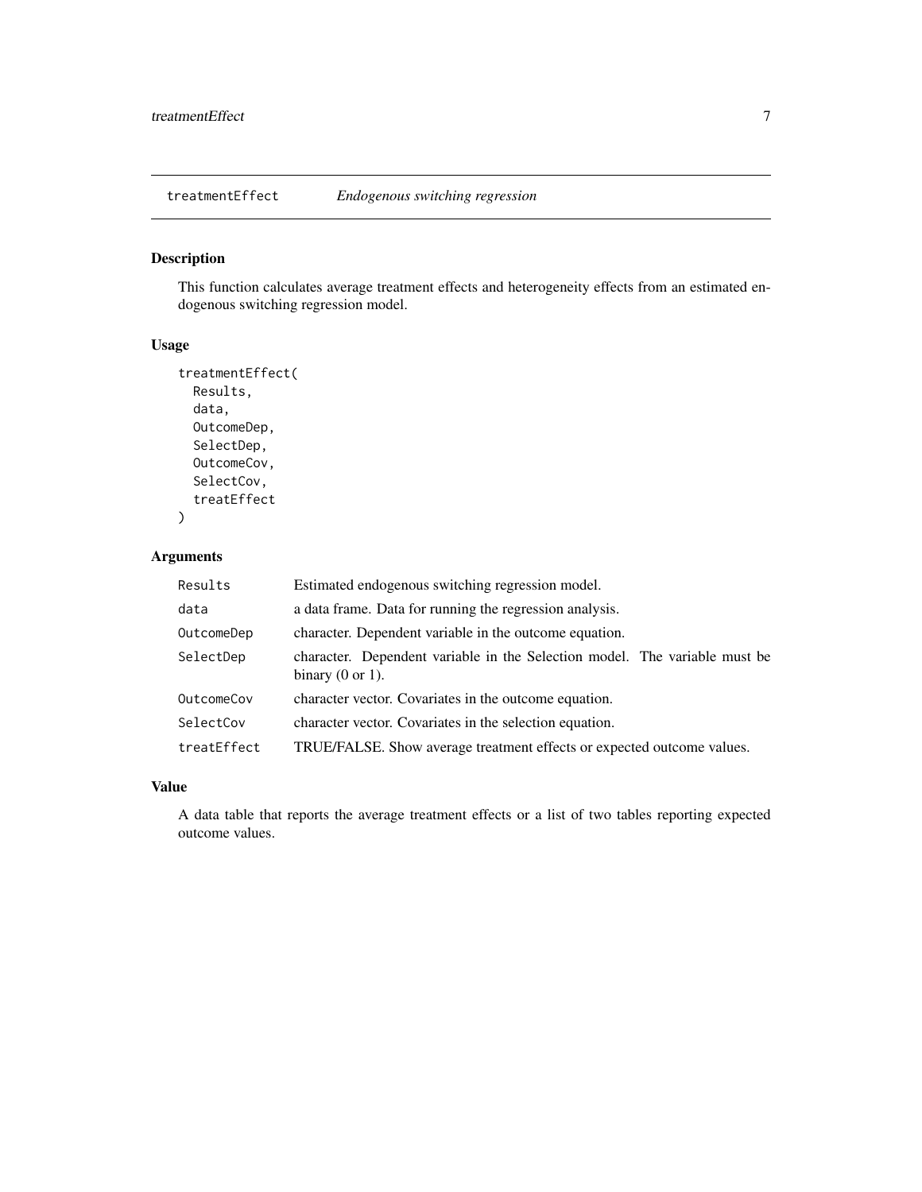## treatmentEffect — *Endogenous switching regression*

### Description

This function calculates average treatment effects and heterogeneity effects from an estimated endogenous switching regression model.

### Usage

```
treatmentEffect(
  Results,
  data,
  OutcomeDep,
  SelectDep,
  OutcomeCov,
  SelectCov,
  treatEffect
)
```

### Arguments

| Argument | Description |
|---|---|
| `Results` | Estimated endogenous switching regression model. |
| `data` | a data frame. Data for running the regression analysis. |
| `OutcomeDep` | character. Dependent variable in the outcome equation. |
| `SelectDep` | character. Dependent variable in the Selection model. The variable must be binary (0 or 1). |
| `OutcomeCov` | character vector. Covariates in the outcome equation. |
| `SelectCov` | character vector. Covariates in the selection equation. |
| `treatEffect` | TRUE/FALSE. Show average treatment effects or expected outcome values. |

### Value

A data table that reports the average treatment effects or a list of two tables reporting expected outcome values.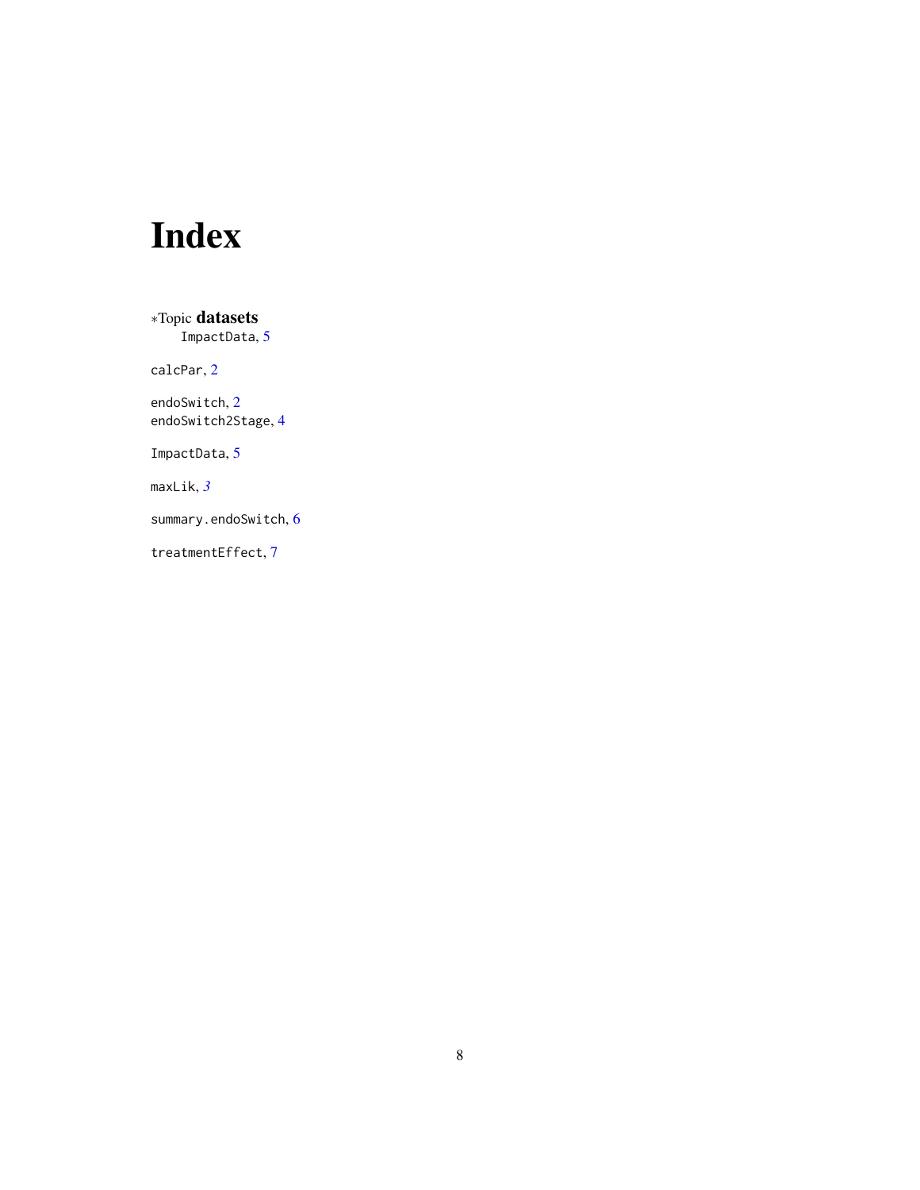# Index

*Topic **datasets**
    ImpactData, 5

calcPar, 2

endoSwitch, 2
endoSwitch2Stage, 4

ImpactData, 5

maxLik, *3*

summary.endoSwitch, 6

treatmentEffect, 7